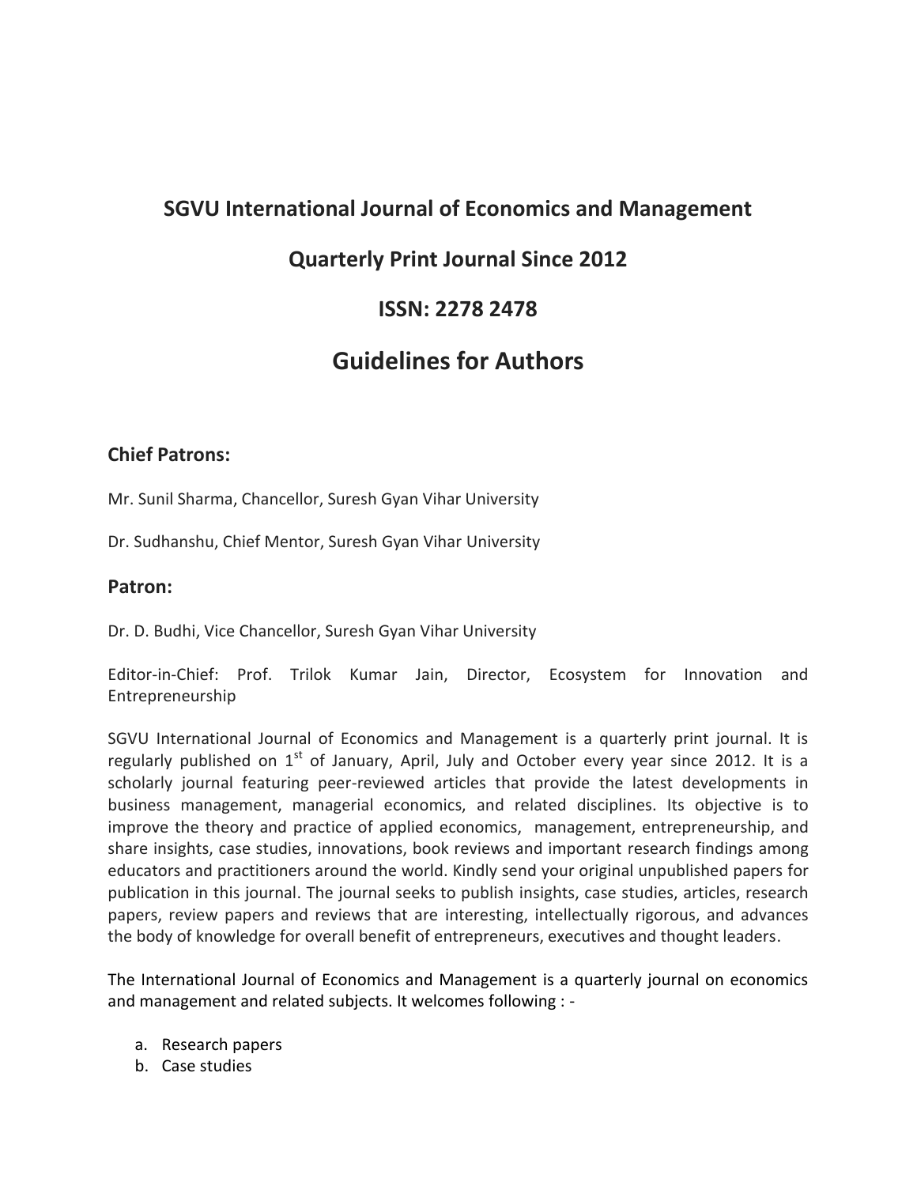# SGVU International Journal of Economics and Management

## Quarterly Print Journal Since 2012

## ISSN: 2278 2478

# Guidelines for Authors

### Chief Patrons:

Mr. Sunil Sharma, Chancellor, Suresh Gyan Vihar University

Dr. Sudhanshu, Chief Mentor, Suresh Gyan Vihar University

### Patron:

Dr. D. Budhi, Vice Chancellor, Suresh Gyan Vihar University

Editor-in-Chief: Prof. Trilok Kumar Jain, Director, Ecosystem for Innovation and Entrepreneurship

SGVU International Journal of Economics and Management is a quarterly print journal. It is regularly published on 1st of January, April, July and October every year since 2012. It is a scholarly journal featuring peer-reviewed articles that provide the latest developments in business management, managerial economics, and related disciplines. Its objective is to improve the theory and practice of applied economics, management, entrepreneurship, and share insights, case studies, innovations, book reviews and important research findings among educators and practitioners around the world. Kindly send your original unpublished papers for publication in this journal. The journal seeks to publish insights, case studies, articles, research papers, review papers and reviews that are interesting, intellectually rigorous, and advances the body of knowledge for overall benefit of entrepreneurs, executives and thought leaders.

The International Journal of Economics and Management is a quarterly journal on economics and management and related subjects. It welcomes following : -

a. Research papers
b. Case studies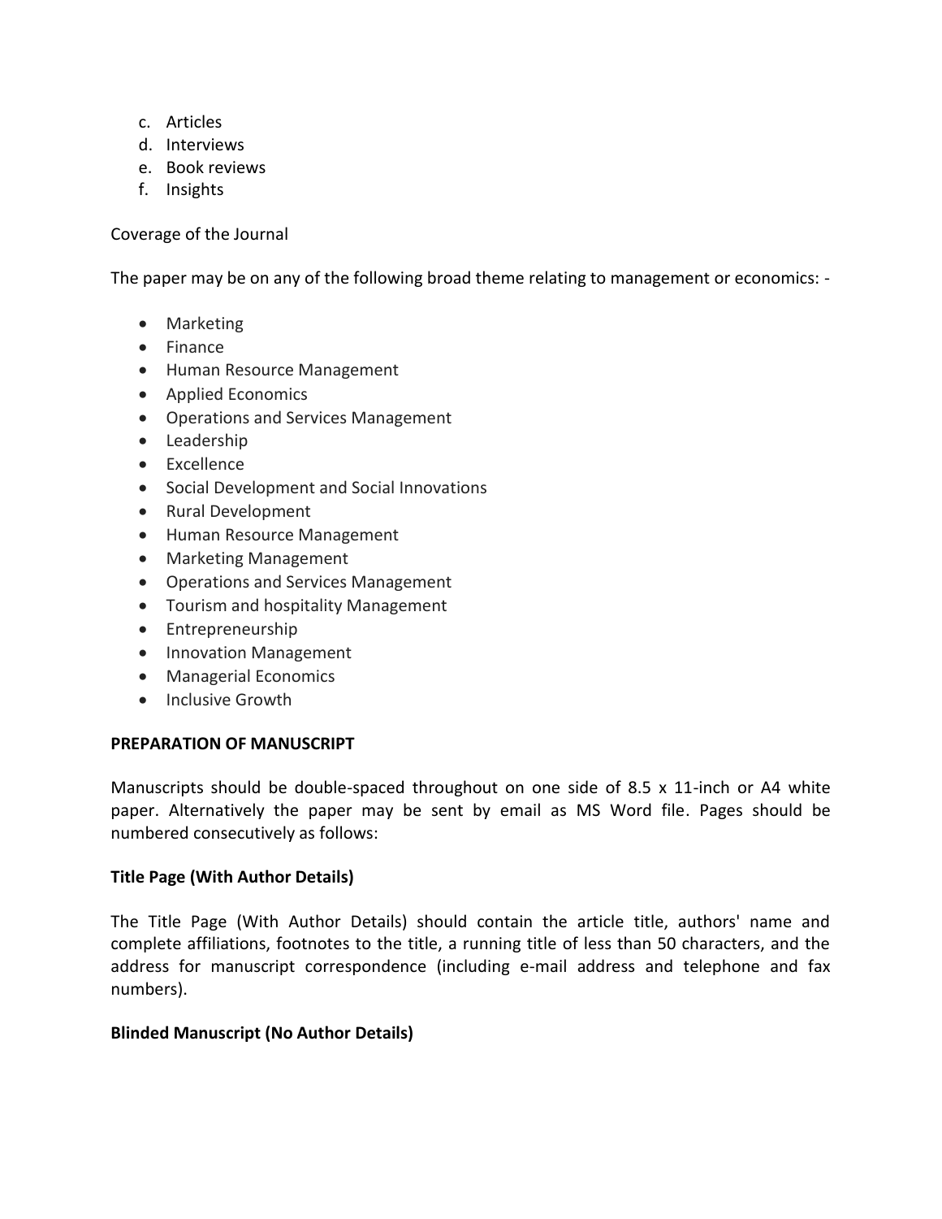c. Articles
d. Interviews
e. Book reviews
f. Insights

Coverage of the Journal

The paper may be on any of the following broad theme relating to management or economics: -

- Marketing
- Finance
- Human Resource Management
- Applied Economics
- Operations and Services Management
- Leadership
- Excellence
- Social Development and Social Innovations
- Rural Development
- Human Resource Management
- Marketing Management
- Operations and Services Management
- Tourism and hospitality Management
- Entrepreneurship
- Innovation Management
- Managerial Economics
- Inclusive Growth

**PREPARATION OF MANUSCRIPT**

Manuscripts should be double-spaced throughout on one side of 8.5 x 11-inch or A4 white paper. Alternatively the paper may be sent by email as MS Word file. Pages should be numbered consecutively as follows:

**Title Page (With Author Details)**

The Title Page (With Author Details) should contain the article title, authors' name and complete affiliations, footnotes to the title, a running title of less than 50 characters, and the address for manuscript correspondence (including e-mail address and telephone and fax numbers).

**Blinded Manuscript (No Author Details)**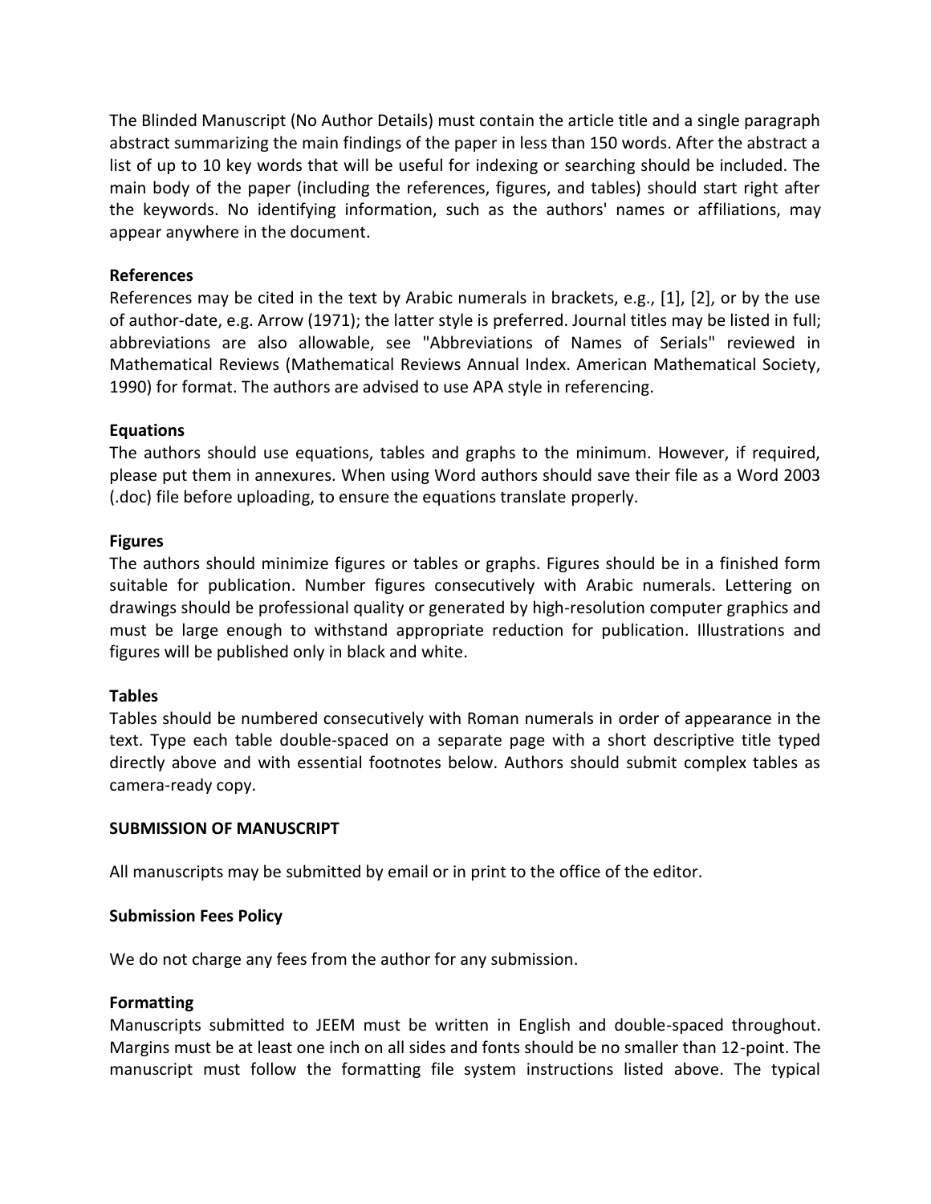The Blinded Manuscript (No Author Details) must contain the article title and a single paragraph abstract summarizing the main findings of the paper in less than 150 words. After the abstract a list of up to 10 key words that will be useful for indexing or searching should be included. The main body of the paper (including the references, figures, and tables) should start right after the keywords. No identifying information, such as the authors' names or affiliations, may appear anywhere in the document.

**References**

References may be cited in the text by Arabic numerals in brackets, e.g., [1], [2], or by the use of author-date, e.g. Arrow (1971); the latter style is preferred. Journal titles may be listed in full; abbreviations are also allowable, see "Abbreviations of Names of Serials" reviewed in Mathematical Reviews (Mathematical Reviews Annual Index. American Mathematical Society, 1990) for format. The authors are advised to use APA style in referencing.

**Equations**

The authors should use equations, tables and graphs to the minimum. However, if required, please put them in annexures. When using Word authors should save their file as a Word 2003 (.doc) file before uploading, to ensure the equations translate properly.

**Figures**

The authors should minimize figures or tables or graphs. Figures should be in a finished form suitable for publication. Number figures consecutively with Arabic numerals. Lettering on drawings should be professional quality or generated by high-resolution computer graphics and must be large enough to withstand appropriate reduction for publication. Illustrations and figures will be published only in black and white.

**Tables**

Tables should be numbered consecutively with Roman numerals in order of appearance in the text. Type each table double-spaced on a separate page with a short descriptive title typed directly above and with essential footnotes below. Authors should submit complex tables as camera-ready copy.

**SUBMISSION OF MANUSCRIPT**

All manuscripts may be submitted by email or in print to the office of the editor.

**Submission Fees Policy**

We do not charge any fees from the author for any submission.

**Formatting**

Manuscripts submitted to JEEM must be written in English and double-spaced throughout. Margins must be at least one inch on all sides and fonts should be no smaller than 12-point. The manuscript must follow the formatting file system instructions listed above. The typical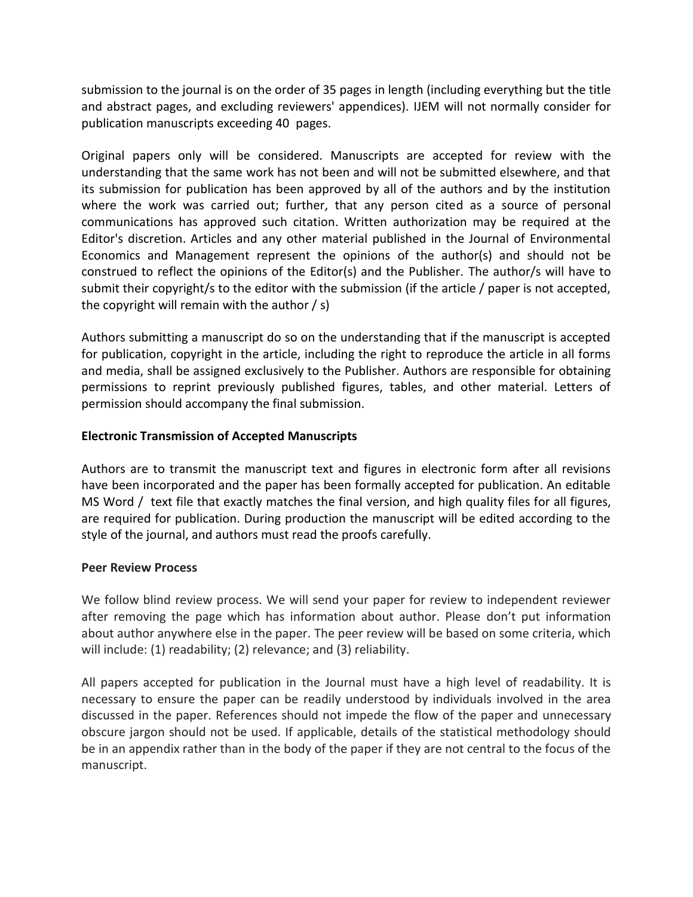submission to the journal is on the order of 35 pages in length (including everything but the title and abstract pages, and excluding reviewers' appendices). IJEM will not normally consider for publication manuscripts exceeding 40 pages.

Original papers only will be considered. Manuscripts are accepted for review with the understanding that the same work has not been and will not be submitted elsewhere, and that its submission for publication has been approved by all of the authors and by the institution where the work was carried out; further, that any person cited as a source of personal communications has approved such citation. Written authorization may be required at the Editor's discretion. Articles and any other material published in the Journal of Environmental Economics and Management represent the opinions of the author(s) and should not be construed to reflect the opinions of the Editor(s) and the Publisher. The author/s will have to submit their copyright/s to the editor with the submission (if the article / paper is not accepted, the copyright will remain with the author / s)

Authors submitting a manuscript do so on the understanding that if the manuscript is accepted for publication, copyright in the article, including the right to reproduce the article in all forms and media, shall be assigned exclusively to the Publisher. Authors are responsible for obtaining permissions to reprint previously published figures, tables, and other material. Letters of permission should accompany the final submission.

**Electronic Transmission of Accepted Manuscripts**

Authors are to transmit the manuscript text and figures in electronic form after all revisions have been incorporated and the paper has been formally accepted for publication. An editable MS Word / text file that exactly matches the final version, and high quality files for all figures, are required for publication. During production the manuscript will be edited according to the style of the journal, and authors must read the proofs carefully.

**Peer Review Process**

We follow blind review process. We will send your paper for review to independent reviewer after removing the page which has information about author. Please don't put information about author anywhere else in the paper. The peer review will be based on some criteria, which will include: (1) readability; (2) relevance; and (3) reliability.

All papers accepted for publication in the Journal must have a high level of readability. It is necessary to ensure the paper can be readily understood by individuals involved in the area discussed in the paper. References should not impede the flow of the paper and unnecessary obscure jargon should not be used. If applicable, details of the statistical methodology should be in an appendix rather than in the body of the paper if they are not central to the focus of the manuscript.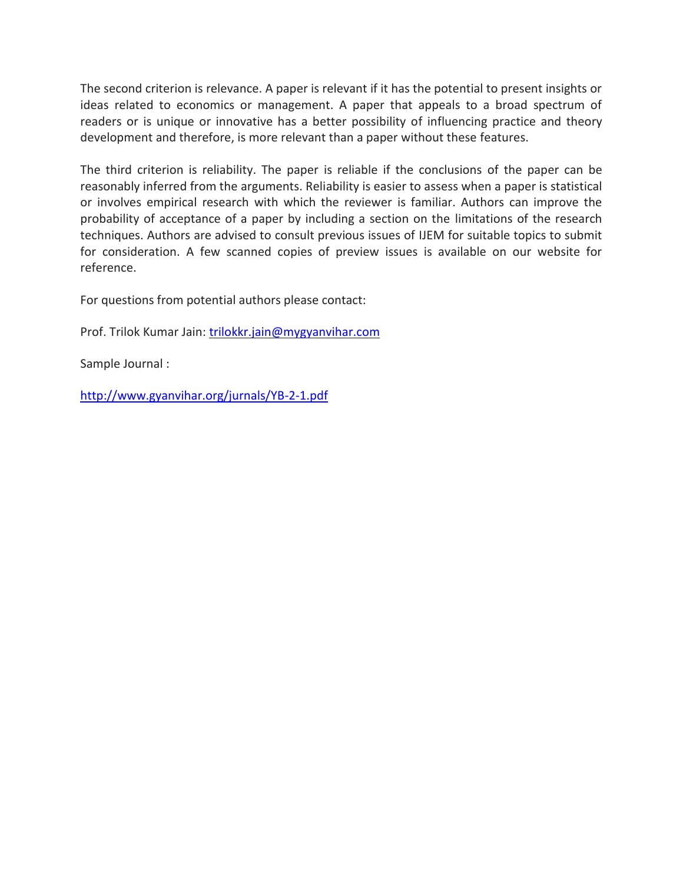The second criterion is relevance. A paper is relevant if it has the potential to present insights or ideas related to economics or management. A paper that appeals to a broad spectrum of readers or is unique or innovative has a better possibility of influencing practice and theory development and therefore, is more relevant than a paper without these features.

The third criterion is reliability. The paper is reliable if the conclusions of the paper can be reasonably inferred from the arguments. Reliability is easier to assess when a paper is statistical or involves empirical research with which the reviewer is familiar. Authors can improve the probability of acceptance of a paper by including a section on the limitations of the research techniques. Authors are advised to consult previous issues of IJEM for suitable topics to submit for consideration. A few scanned copies of preview issues is available on our website for reference.

For questions from potential authors please contact:

Prof. Trilok Kumar Jain: trilokkr.jain@mygyanvihar.com

Sample Journal :

http://www.gyanvihar.org/jurnals/YB-2-1.pdf